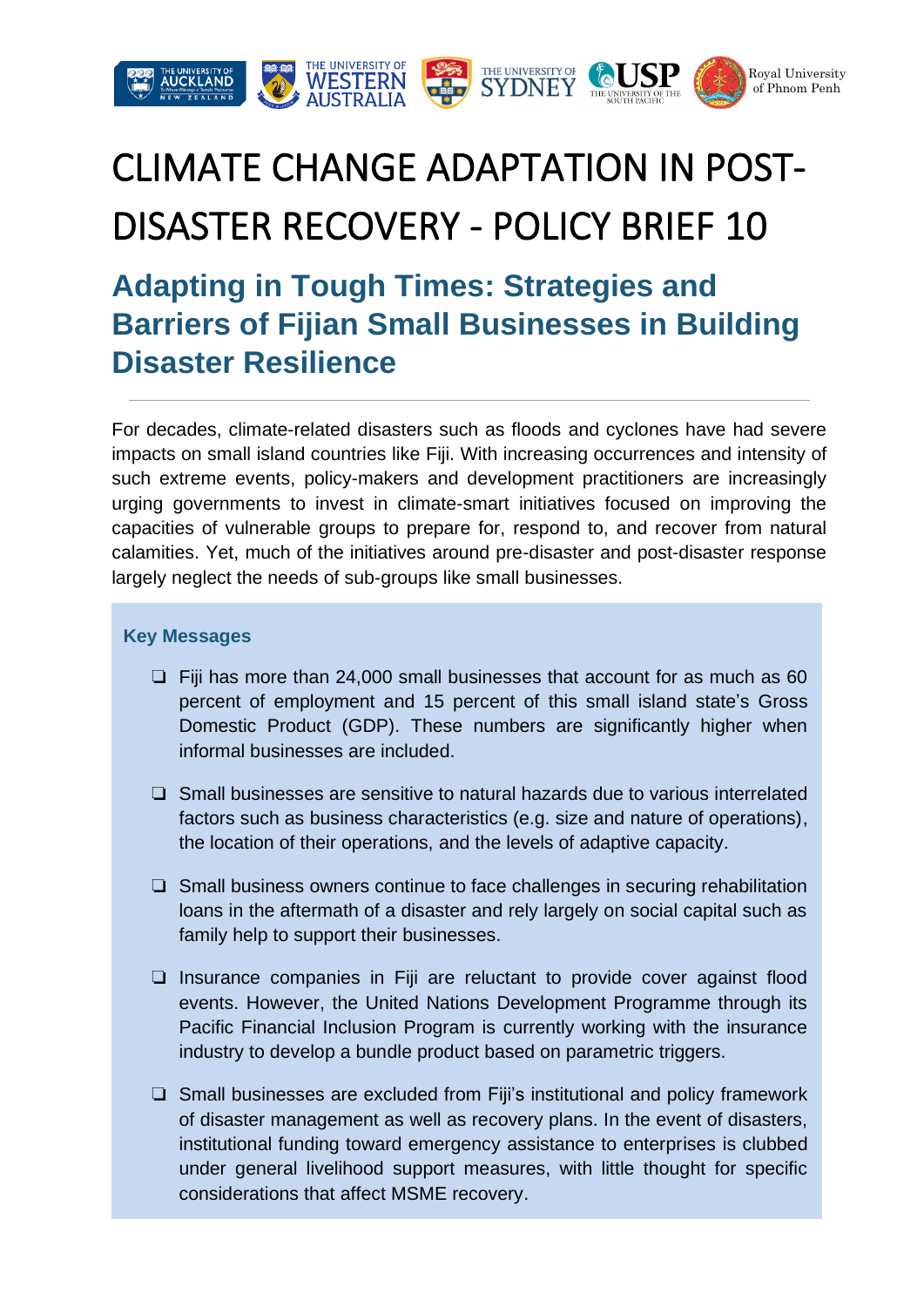# CLIMATE CHANGE ADAPTATION IN POST-DISASTER RECOVERY - POLICY BRIEF 10

## Adapting in Tough Times: Strategies and Barriers of Fijian Small Businesses in Building Disaster Resilience

For decades, climate-related disasters such as floods and cyclones have had severe impacts on small island countries like Fiji. With increasing occurrences and intensity of such extreme events, policy-makers and development practitioners are increasingly urging governments to invest in climate-smart initiatives focused on improving the capacities of vulnerable groups to prepare for, respond to, and recover from natural calamities. Yet, much of the initiatives around pre-disaster and post-disaster response largely neglect the needs of sub-groups like small businesses.

### Key Messages

- Fiji has more than 24,000 small businesses that account for as much as 60 percent of employment and 15 percent of this small island state's Gross Domestic Product (GDP). These numbers are significantly higher when informal businesses are included.
- Small businesses are sensitive to natural hazards due to various interrelated factors such as business characteristics (e.g. size and nature of operations), the location of their operations, and the levels of adaptive capacity.
- Small business owners continue to face challenges in securing rehabilitation loans in the aftermath of a disaster and rely largely on social capital such as family help to support their businesses.
- Insurance companies in Fiji are reluctant to provide cover against flood events. However, the United Nations Development Programme through its Pacific Financial Inclusion Program is currently working with the insurance industry to develop a bundle product based on parametric triggers.
- Small businesses are excluded from Fiji's institutional and policy framework of disaster management as well as recovery plans. In the event of disasters, institutional funding toward emergency assistance to enterprises is clubbed under general livelihood support measures, with little thought for specific considerations that affect MSME recovery.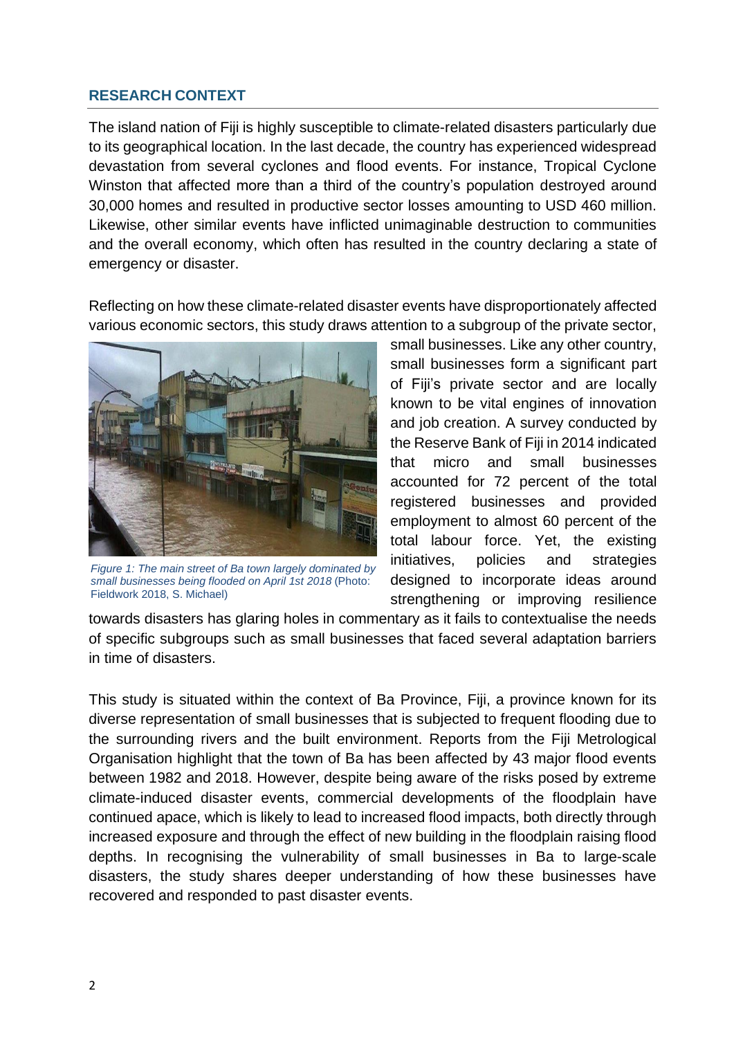## RESEARCH CONTEXT

The island nation of Fiji is highly susceptible to climate-related disasters particularly due to its geographical location. In the last decade, the country has experienced widespread devastation from several cyclones and flood events. For instance, Tropical Cyclone Winston that affected more than a third of the country's population destroyed around 30,000 homes and resulted in productive sector losses amounting to USD 460 million. Likewise, other similar events have inflicted unimaginable destruction to communities and the overall economy, which often has resulted in the country declaring a state of emergency or disaster.

Reflecting on how these climate-related disaster events have disproportionately affected various economic sectors, this study draws attention to a subgroup of the private sector, small businesses. Like any other country, small businesses form a significant part of Fiji's private sector and are locally known to be vital engines of innovation and job creation. A survey conducted by the Reserve Bank of Fiji in 2014 indicated that micro and small businesses accounted for 72 percent of the total registered businesses and provided employment to almost 60 percent of the total labour force. Yet, the existing initiatives, policies and strategies designed to incorporate ideas around strengthening or improving resilience towards disasters has glaring holes in commentary as it fails to contextualise the needs of specific subgroups such as small businesses that faced several adaptation barriers in time of disasters.

*Figure 1: The main street of Ba town largely dominated by small businesses being flooded on April 1st 2018* (Photo: Fieldwork 2018, S. Michael)

This study is situated within the context of Ba Province, Fiji, a province known for its diverse representation of small businesses that is subjected to frequent flooding due to the surrounding rivers and the built environment. Reports from the Fiji Metrological Organisation highlight that the town of Ba has been affected by 43 major flood events between 1982 and 2018. However, despite being aware of the risks posed by extreme climate-induced disaster events, commercial developments of the floodplain have continued apace, which is likely to lead to increased flood impacts, both directly through increased exposure and through the effect of new building in the floodplain raising flood depths. In recognising the vulnerability of small businesses in Ba to large-scale disasters, the study shares deeper understanding of how these businesses have recovered and responded to past disaster events.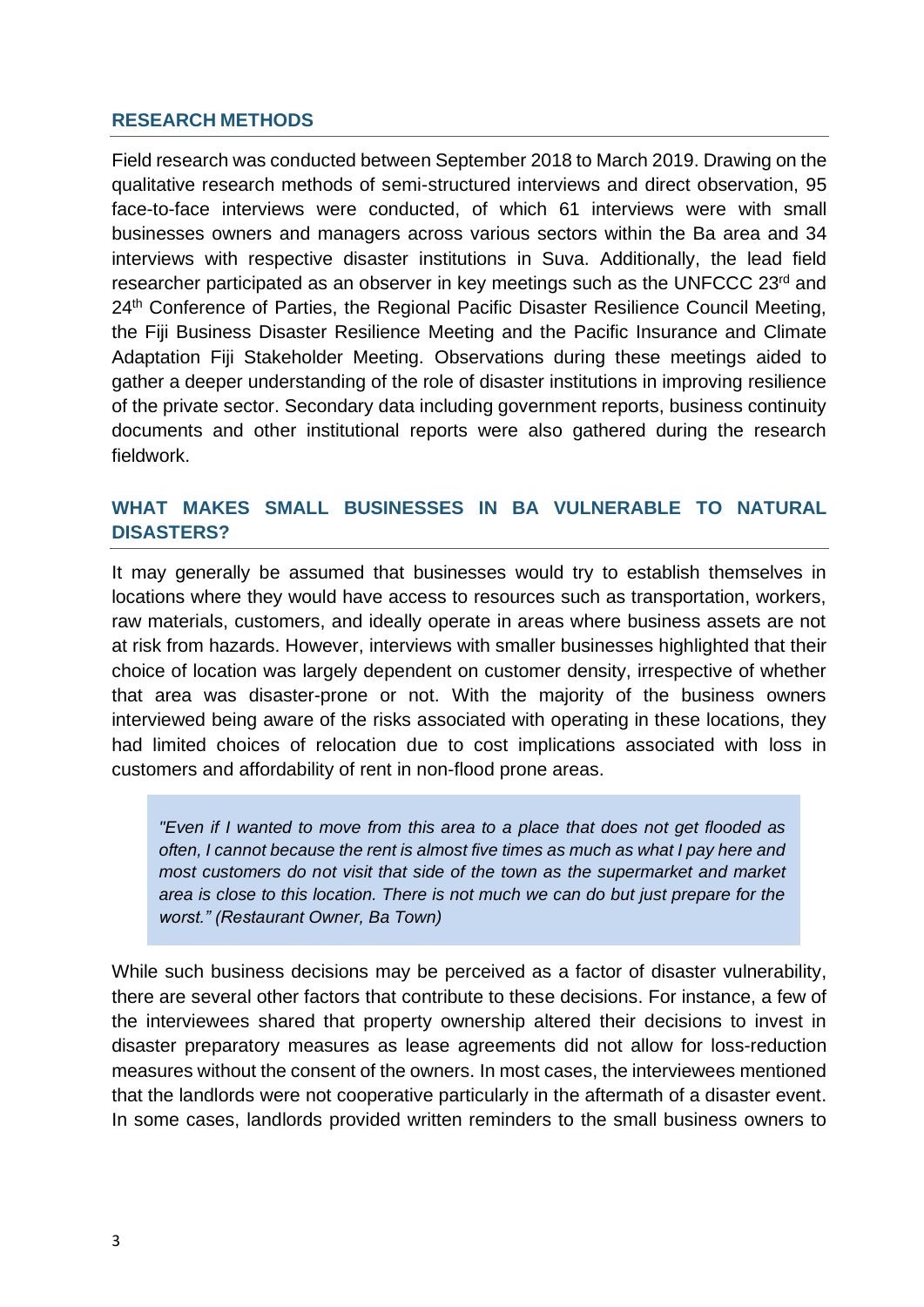## RESEARCH METHODS

Field research was conducted between September 2018 to March 2019. Drawing on the qualitative research methods of semi-structured interviews and direct observation, 95 face-to-face interviews were conducted, of which 61 interviews were with small businesses owners and managers across various sectors within the Ba area and 34 interviews with respective disaster institutions in Suva. Additionally, the lead field researcher participated as an observer in key meetings such as the UNFCCC 23rd and 24th Conference of Parties, the Regional Pacific Disaster Resilience Council Meeting, the Fiji Business Disaster Resilience Meeting and the Pacific Insurance and Climate Adaptation Fiji Stakeholder Meeting. Observations during these meetings aided to gather a deeper understanding of the role of disaster institutions in improving resilience of the private sector. Secondary data including government reports, business continuity documents and other institutional reports were also gathered during the research fieldwork.

## WHAT MAKES SMALL BUSINESSES IN BA VULNERABLE TO NATURAL DISASTERS?

It may generally be assumed that businesses would try to establish themselves in locations where they would have access to resources such as transportation, workers, raw materials, customers, and ideally operate in areas where business assets are not at risk from hazards. However, interviews with smaller businesses highlighted that their choice of location was largely dependent on customer density, irrespective of whether that area was disaster-prone or not. With the majority of the business owners interviewed being aware of the risks associated with operating in these locations, they had limited choices of relocation due to cost implications associated with loss in customers and affordability of rent in non-flood prone areas.

> *"Even if I wanted to move from this area to a place that does not get flooded as often, I cannot because the rent is almost five times as much as what I pay here and most customers do not visit that side of the town as the supermarket and market area is close to this location. There is not much we can do but just prepare for the worst." (Restaurant Owner, Ba Town)*

While such business decisions may be perceived as a factor of disaster vulnerability, there are several other factors that contribute to these decisions. For instance, a few of the interviewees shared that property ownership altered their decisions to invest in disaster preparatory measures as lease agreements did not allow for loss-reduction measures without the consent of the owners. In most cases, the interviewees mentioned that the landlords were not cooperative particularly in the aftermath of a disaster event. In some cases, landlords provided written reminders to the small business owners to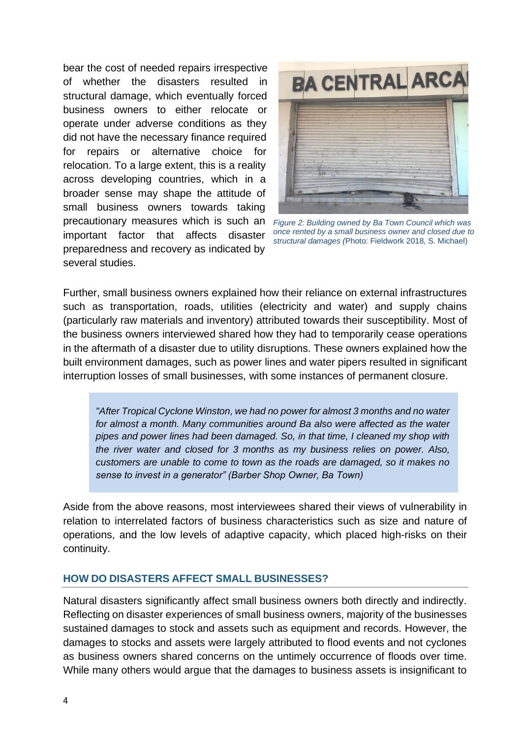bear the cost of needed repairs irrespective of whether the disasters resulted in structural damage, which eventually forced business owners to either relocate or operate under adverse conditions as they did not have the necessary finance required for repairs or alternative choice for relocation. To a large extent, this is a reality across developing countries, which in a broader sense may shape the attitude of small business owners towards taking precautionary measures which is such an important factor that affects disaster preparedness and recovery as indicated by several studies.

*Figure 2: Building owned by Ba Town Council which was once rented by a small business owner and closed due to structural damages (*Photo: Fieldwork 2018, S. Michael)

Further, small business owners explained how their reliance on external infrastructures such as transportation, roads, utilities (electricity and water) and supply chains (particularly raw materials and inventory) attributed towards their susceptibility. Most of the business owners interviewed shared how they had to temporarily cease operations in the aftermath of a disaster due to utility disruptions. These owners explained how the built environment damages, such as power lines and water pipers resulted in significant interruption losses of small businesses, with some instances of permanent closure.

> *"After Tropical Cyclone Winston, we had no power for almost 3 months and no water for almost a month. Many communities around Ba also were affected as the water pipes and power lines had been damaged. So, in that time, I cleaned my shop with the river water and closed for 3 months as my business relies on power. Also, customers are unable to come to town as the roads are damaged, so it makes no sense to invest in a generator" (Barber Shop Owner, Ba Town)*

Aside from the above reasons, most interviewees shared their views of vulnerability in relation to interrelated factors of business characteristics such as size and nature of operations, and the low levels of adaptive capacity, which placed high-risks on their continuity.

## HOW DO DISASTERS AFFECT SMALL BUSINESSES?

Natural disasters significantly affect small business owners both directly and indirectly. Reflecting on disaster experiences of small business owners, majority of the businesses sustained damages to stock and assets such as equipment and records. However, the damages to stocks and assets were largely attributed to flood events and not cyclones as business owners shared concerns on the untimely occurrence of floods over time. While many others would argue that the damages to business assets is insignificant to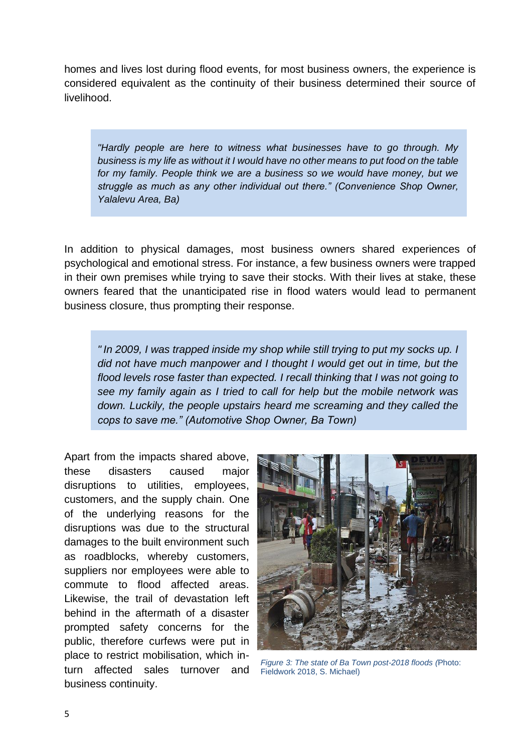homes and lives lost during flood events, for most business owners, the experience is considered equivalent as the continuity of their business determined their source of livelihood.

> *"Hardly people are here to witness what businesses have to go through. My business is my life as without it I would have no other means to put food on the table for my family. People think we are a business so we would have money, but we struggle as much as any other individual out there." (Convenience Shop Owner, Yalalevu Area, Ba)*

In addition to physical damages, most business owners shared experiences of psychological and emotional stress. For instance, a few business owners were trapped in their own premises while trying to save their stocks. With their lives at stake, these owners feared that the unanticipated rise in flood waters would lead to permanent business closure, thus prompting their response.

> *" In 2009, I was trapped inside my shop while still trying to put my socks up. I did not have much manpower and I thought I would get out in time, but the flood levels rose faster than expected. I recall thinking that I was not going to see my family again as I tried to call for help but the mobile network was down. Luckily, the people upstairs heard me screaming and they called the cops to save me." (Automotive Shop Owner, Ba Town)*

Apart from the impacts shared above, these disasters caused major disruptions to utilities, employees, customers, and the supply chain. One of the underlying reasons for the disruptions was due to the structural damages to the built environment such as roadblocks, whereby customers, suppliers nor employees were able to commute to flood affected areas. Likewise, the trail of devastation left behind in the aftermath of a disaster prompted safety concerns for the public, therefore curfews were put in place to restrict mobilisation, which in-turn affected sales turnover and business continuity.

*Figure 3: The state of Ba Town post-2018 floods (*Photo: Fieldwork 2018, S. Michael)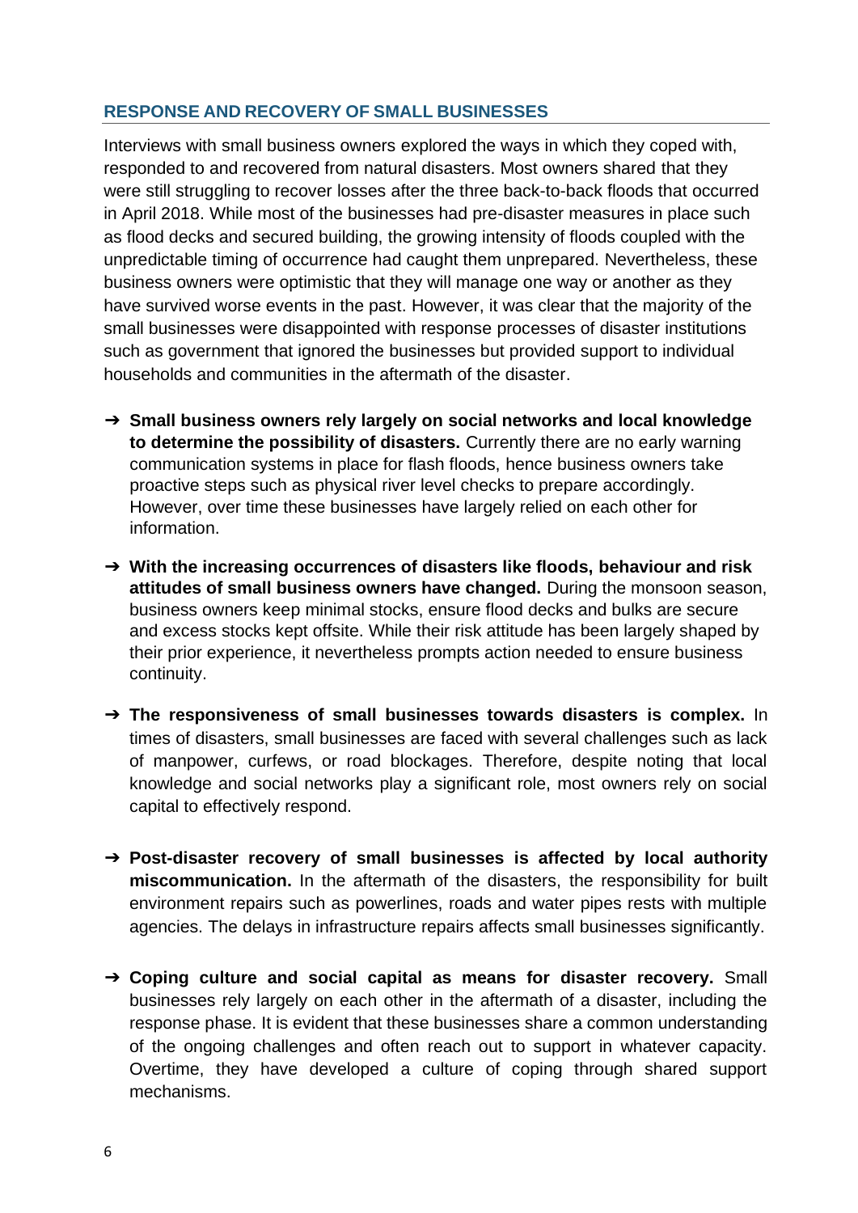## RESPONSE AND RECOVERY OF SMALL BUSINESSES

Interviews with small business owners explored the ways in which they coped with, responded to and recovered from natural disasters. Most owners shared that they were still struggling to recover losses after the three back-to-back floods that occurred in April 2018. While most of the businesses had pre-disaster measures in place such as flood decks and secured building, the growing intensity of floods coupled with the unpredictable timing of occurrence had caught them unprepared. Nevertheless, these business owners were optimistic that they will manage one way or another as they have survived worse events in the past. However, it was clear that the majority of the small businesses were disappointed with response processes of disaster institutions such as government that ignored the businesses but provided support to individual households and communities in the aftermath of the disaster.

- ➔ **Small business owners rely largely on social networks and local knowledge to determine the possibility of disasters.** Currently there are no early warning communication systems in place for flash floods, hence business owners take proactive steps such as physical river level checks to prepare accordingly. However, over time these businesses have largely relied on each other for information.
- ➔ **With the increasing occurrences of disasters like floods, behaviour and risk attitudes of small business owners have changed.** During the monsoon season, business owners keep minimal stocks, ensure flood decks and bulks are secure and excess stocks kept offsite. While their risk attitude has been largely shaped by their prior experience, it nevertheless prompts action needed to ensure business continuity.
- ➔ **The responsiveness of small businesses towards disasters is complex.** In times of disasters, small businesses are faced with several challenges such as lack of manpower, curfews, or road blockages. Therefore, despite noting that local knowledge and social networks play a significant role, most owners rely on social capital to effectively respond.
- ➔ **Post-disaster recovery of small businesses is affected by local authority miscommunication.** In the aftermath of the disasters, the responsibility for built environment repairs such as powerlines, roads and water pipes rests with multiple agencies. The delays in infrastructure repairs affects small businesses significantly.
- ➔ **Coping culture and social capital as means for disaster recovery.** Small businesses rely largely on each other in the aftermath of a disaster, including the response phase. It is evident that these businesses share a common understanding of the ongoing challenges and often reach out to support in whatever capacity. Overtime, they have developed a culture of coping through shared support mechanisms.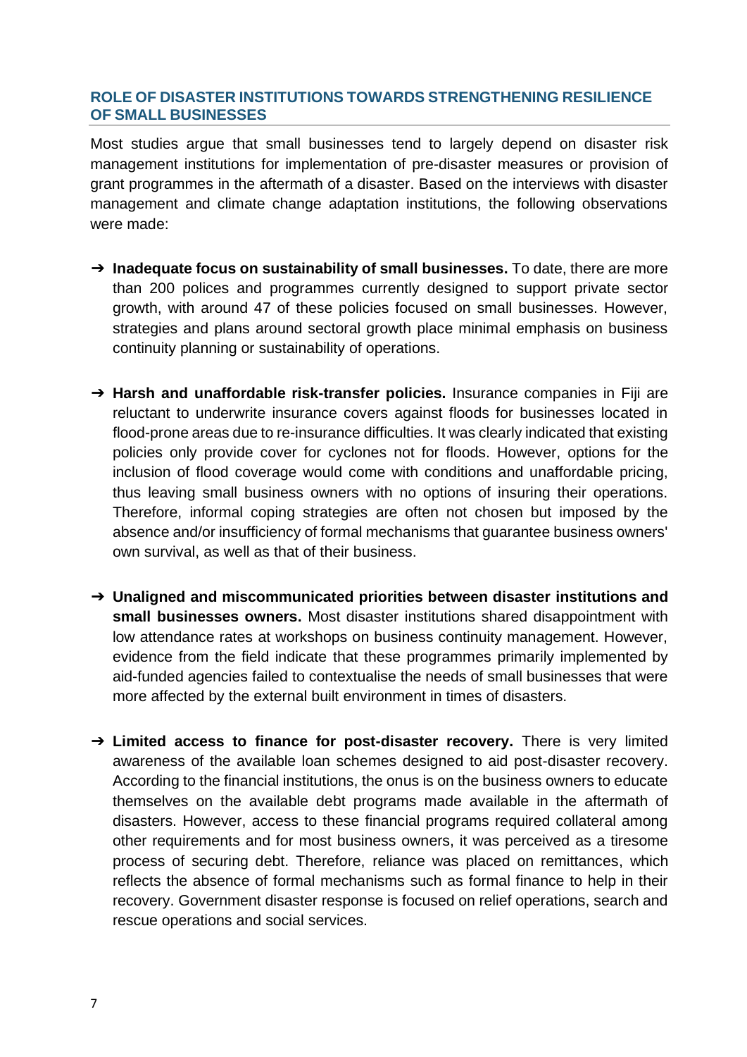## ROLE OF DISASTER INSTITUTIONS TOWARDS STRENGTHENING RESILIENCE OF SMALL BUSINESSES

Most studies argue that small businesses tend to largely depend on disaster risk management institutions for implementation of pre-disaster measures or provision of grant programmes in the aftermath of a disaster. Based on the interviews with disaster management and climate change adaptation institutions, the following observations were made:

- ➔ **Inadequate focus on sustainability of small businesses.** To date, there are more than 200 polices and programmes currently designed to support private sector growth, with around 47 of these policies focused on small businesses. However, strategies and plans around sectoral growth place minimal emphasis on business continuity planning or sustainability of operations.

- ➔ **Harsh and unaffordable risk-transfer policies.** Insurance companies in Fiji are reluctant to underwrite insurance covers against floods for businesses located in flood-prone areas due to re-insurance difficulties. It was clearly indicated that existing policies only provide cover for cyclones not for floods. However, options for the inclusion of flood coverage would come with conditions and unaffordable pricing, thus leaving small business owners with no options of insuring their operations. Therefore, informal coping strategies are often not chosen but imposed by the absence and/or insufficiency of formal mechanisms that guarantee business owners' own survival, as well as that of their business.

- ➔ **Unaligned and miscommunicated priorities between disaster institutions and small businesses owners.** Most disaster institutions shared disappointment with low attendance rates at workshops on business continuity management. However, evidence from the field indicate that these programmes primarily implemented by aid-funded agencies failed to contextualise the needs of small businesses that were more affected by the external built environment in times of disasters.

- ➔ **Limited access to finance for post-disaster recovery.** There is very limited awareness of the available loan schemes designed to aid post-disaster recovery. According to the financial institutions, the onus is on the business owners to educate themselves on the available debt programs made available in the aftermath of disasters. However, access to these financial programs required collateral among other requirements and for most business owners, it was perceived as a tiresome process of securing debt. Therefore, reliance was placed on remittances, which reflects the absence of formal mechanisms such as formal finance to help in their recovery. Government disaster response is focused on relief operations, search and rescue operations and social services.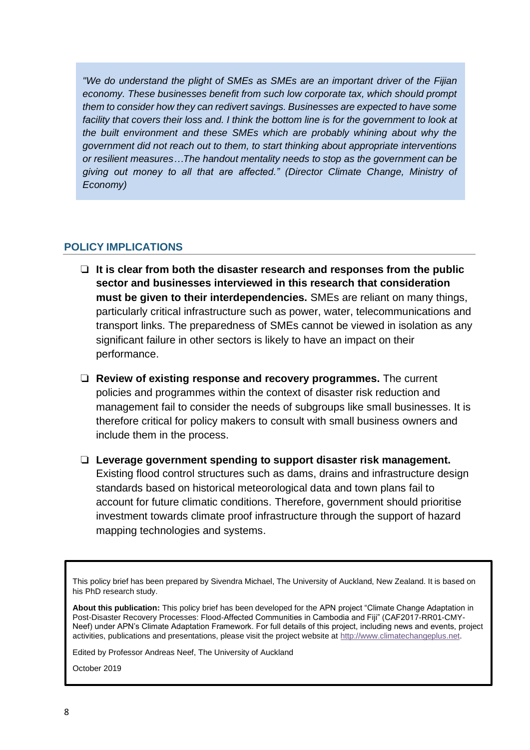*"We do understand the plight of SMEs as SMEs are an important driver of the Fijian economy. These businesses benefit from such low corporate tax, which should prompt them to consider how they can redivert savings. Businesses are expected to have some facility that covers their loss and. I think the bottom line is for the government to look at the built environment and these SMEs which are probably whining about why the government did not reach out to them, to start thinking about appropriate interventions or resilient measures…The handout mentality needs to stop as the government can be giving out money to all that are affected." (Director Climate Change, Ministry of Economy)*

## POLICY IMPLICATIONS

- **It is clear from both the disaster research and responses from the public sector and businesses interviewed in this research that consideration must be given to their interdependencies.** SMEs are reliant on many things, particularly critical infrastructure such as power, water, telecommunications and transport links. The preparedness of SMEs cannot be viewed in isolation as any significant failure in other sectors is likely to have an impact on their performance.

- **Review of existing response and recovery programmes.** The current policies and programmes within the context of disaster risk reduction and management fail to consider the needs of subgroups like small businesses. It is therefore critical for policy makers to consult with small business owners and include them in the process.

- **Leverage government spending to support disaster risk management.** Existing flood control structures such as dams, drains and infrastructure design standards based on historical meteorological data and town plans fail to account for future climatic conditions. Therefore, government should prioritise investment towards climate proof infrastructure through the support of hazard mapping technologies and systems.

---

This policy brief has been prepared by Sivendra Michael, The University of Auckland, New Zealand. It is based on his PhD research study.

**About this publication:** This policy brief has been developed for the APN project "Climate Change Adaptation in Post-Disaster Recovery Processes: Flood-Affected Communities in Cambodia and Fiji" (CAF2017-RR01-CMY-Neef) under APN's Climate Adaptation Framework. For full details of this project, including news and events, project activities, publications and presentations, please visit the project website at http://www.climatechangeplus.net.

Edited by Professor Andreas Neef, The University of Auckland

October 2019